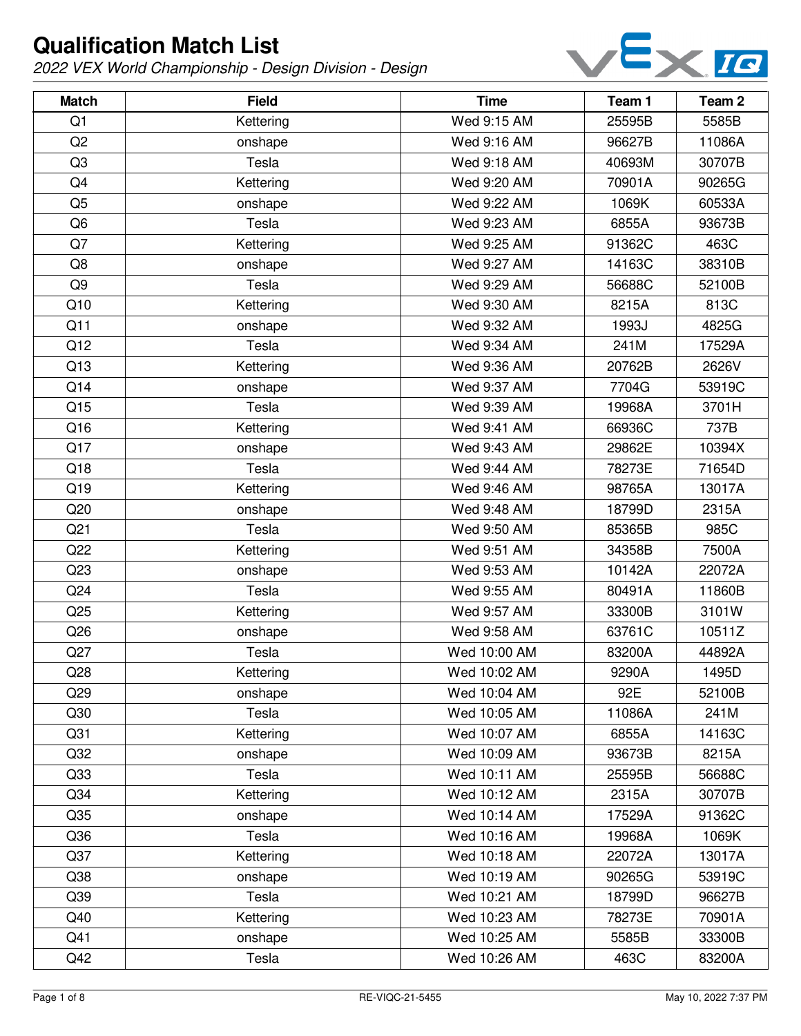# Qualification Match List

*2022 VEX World Championship - Design Division - Design*

| Match | Field | Time | Team 1 | Team 2 |
|---|---|---|---|---|
| Q1 | Kettering | Wed 9:15 AM | 25595B | 5585B |
| Q2 | onshape | Wed 9:16 AM | 96627B | 11086A |
| Q3 | Tesla | Wed 9:18 AM | 40693M | 30707B |
| Q4 | Kettering | Wed 9:20 AM | 70901A | 90265G |
| Q5 | onshape | Wed 9:22 AM | 1069K | 60533A |
| Q6 | Tesla | Wed 9:23 AM | 6855A | 93673B |
| Q7 | Kettering | Wed 9:25 AM | 91362C | 463C |
| Q8 | onshape | Wed 9:27 AM | 14163C | 38310B |
| Q9 | Tesla | Wed 9:29 AM | 56688C | 52100B |
| Q10 | Kettering | Wed 9:30 AM | 8215A | 813C |
| Q11 | onshape | Wed 9:32 AM | 1993J | 4825G |
| Q12 | Tesla | Wed 9:34 AM | 241M | 17529A |
| Q13 | Kettering | Wed 9:36 AM | 20762B | 2626V |
| Q14 | onshape | Wed 9:37 AM | 7704G | 53919C |
| Q15 | Tesla | Wed 9:39 AM | 19968A | 3701H |
| Q16 | Kettering | Wed 9:41 AM | 66936C | 737B |
| Q17 | onshape | Wed 9:43 AM | 29862E | 10394X |
| Q18 | Tesla | Wed 9:44 AM | 78273E | 71654D |
| Q19 | Kettering | Wed 9:46 AM | 98765A | 13017A |
| Q20 | onshape | Wed 9:48 AM | 18799D | 2315A |
| Q21 | Tesla | Wed 9:50 AM | 85365B | 985C |
| Q22 | Kettering | Wed 9:51 AM | 34358B | 7500A |
| Q23 | onshape | Wed 9:53 AM | 10142A | 22072A |
| Q24 | Tesla | Wed 9:55 AM | 80491A | 11860B |
| Q25 | Kettering | Wed 9:57 AM | 33300B | 3101W |
| Q26 | onshape | Wed 9:58 AM | 63761C | 10511Z |
| Q27 | Tesla | Wed 10:00 AM | 83200A | 44892A |
| Q28 | Kettering | Wed 10:02 AM | 9290A | 1495D |
| Q29 | onshape | Wed 10:04 AM | 92E | 52100B |
| Q30 | Tesla | Wed 10:05 AM | 11086A | 241M |
| Q31 | Kettering | Wed 10:07 AM | 6855A | 14163C |
| Q32 | onshape | Wed 10:09 AM | 93673B | 8215A |
| Q33 | Tesla | Wed 10:11 AM | 25595B | 56688C |
| Q34 | Kettering | Wed 10:12 AM | 2315A | 30707B |
| Q35 | onshape | Wed 10:14 AM | 17529A | 91362C |
| Q36 | Tesla | Wed 10:16 AM | 19968A | 1069K |
| Q37 | Kettering | Wed 10:18 AM | 22072A | 13017A |
| Q38 | onshape | Wed 10:19 AM | 90265G | 53919C |
| Q39 | Tesla | Wed 10:21 AM | 18799D | 96627B |
| Q40 | Kettering | Wed 10:23 AM | 78273E | 70901A |
| Q41 | onshape | Wed 10:25 AM | 5585B | 33300B |
| Q42 | Tesla | Wed 10:26 AM | 463C | 83200A |

RE-VIQC-21-5455

May 10, 2022 7:37 PM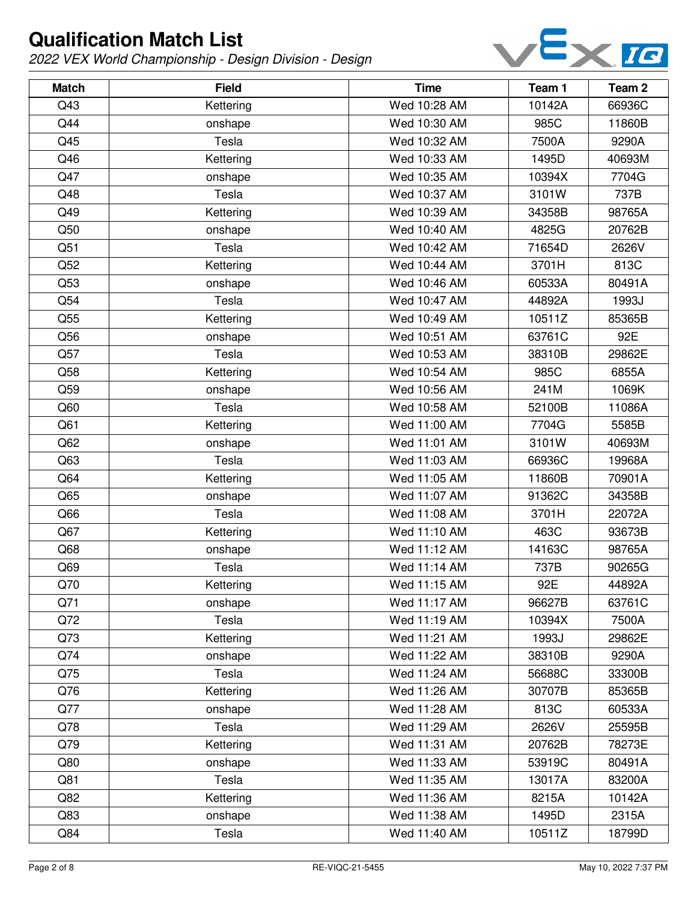# Qualification Match List

*2022 VEX World Championship - Design Division - Design*

| Match | Field | Time | Team 1 | Team 2 |
|---|---|---|---|---|
| Q43 | Kettering | Wed 10:28 AM | 10142A | 66936C |
| Q44 | onshape | Wed 10:30 AM | 985C | 11860B |
| Q45 | Tesla | Wed 10:32 AM | 7500A | 9290A |
| Q46 | Kettering | Wed 10:33 AM | 1495D | 40693M |
| Q47 | onshape | Wed 10:35 AM | 10394X | 7704G |
| Q48 | Tesla | Wed 10:37 AM | 3101W | 737B |
| Q49 | Kettering | Wed 10:39 AM | 34358B | 98765A |
| Q50 | onshape | Wed 10:40 AM | 4825G | 20762B |
| Q51 | Tesla | Wed 10:42 AM | 71654D | 2626V |
| Q52 | Kettering | Wed 10:44 AM | 3701H | 813C |
| Q53 | onshape | Wed 10:46 AM | 60533A | 80491A |
| Q54 | Tesla | Wed 10:47 AM | 44892A | 1993J |
| Q55 | Kettering | Wed 10:49 AM | 10511Z | 85365B |
| Q56 | onshape | Wed 10:51 AM | 63761C | 92E |
| Q57 | Tesla | Wed 10:53 AM | 38310B | 29862E |
| Q58 | Kettering | Wed 10:54 AM | 985C | 6855A |
| Q59 | onshape | Wed 10:56 AM | 241M | 1069K |
| Q60 | Tesla | Wed 10:58 AM | 52100B | 11086A |
| Q61 | Kettering | Wed 11:00 AM | 7704G | 5585B |
| Q62 | onshape | Wed 11:01 AM | 3101W | 40693M |
| Q63 | Tesla | Wed 11:03 AM | 66936C | 19968A |
| Q64 | Kettering | Wed 11:05 AM | 11860B | 70901A |
| Q65 | onshape | Wed 11:07 AM | 91362C | 34358B |
| Q66 | Tesla | Wed 11:08 AM | 3701H | 22072A |
| Q67 | Kettering | Wed 11:10 AM | 463C | 93673B |
| Q68 | onshape | Wed 11:12 AM | 14163C | 98765A |
| Q69 | Tesla | Wed 11:14 AM | 737B | 90265G |
| Q70 | Kettering | Wed 11:15 AM | 92E | 44892A |
| Q71 | onshape | Wed 11:17 AM | 96627B | 63761C |
| Q72 | Tesla | Wed 11:19 AM | 10394X | 7500A |
| Q73 | Kettering | Wed 11:21 AM | 1993J | 29862E |
| Q74 | onshape | Wed 11:22 AM | 38310B | 9290A |
| Q75 | Tesla | Wed 11:24 AM | 56688C | 33300B |
| Q76 | Kettering | Wed 11:26 AM | 30707B | 85365B |
| Q77 | onshape | Wed 11:28 AM | 813C | 60533A |
| Q78 | Tesla | Wed 11:29 AM | 2626V | 25595B |
| Q79 | Kettering | Wed 11:31 AM | 20762B | 78273E |
| Q80 | onshape | Wed 11:33 AM | 53919C | 80491A |
| Q81 | Tesla | Wed 11:35 AM | 13017A | 83200A |
| Q82 | Kettering | Wed 11:36 AM | 8215A | 10142A |
| Q83 | onshape | Wed 11:38 AM | 1495D | 2315A |
| Q84 | Tesla | Wed 11:40 AM | 10511Z | 18799D |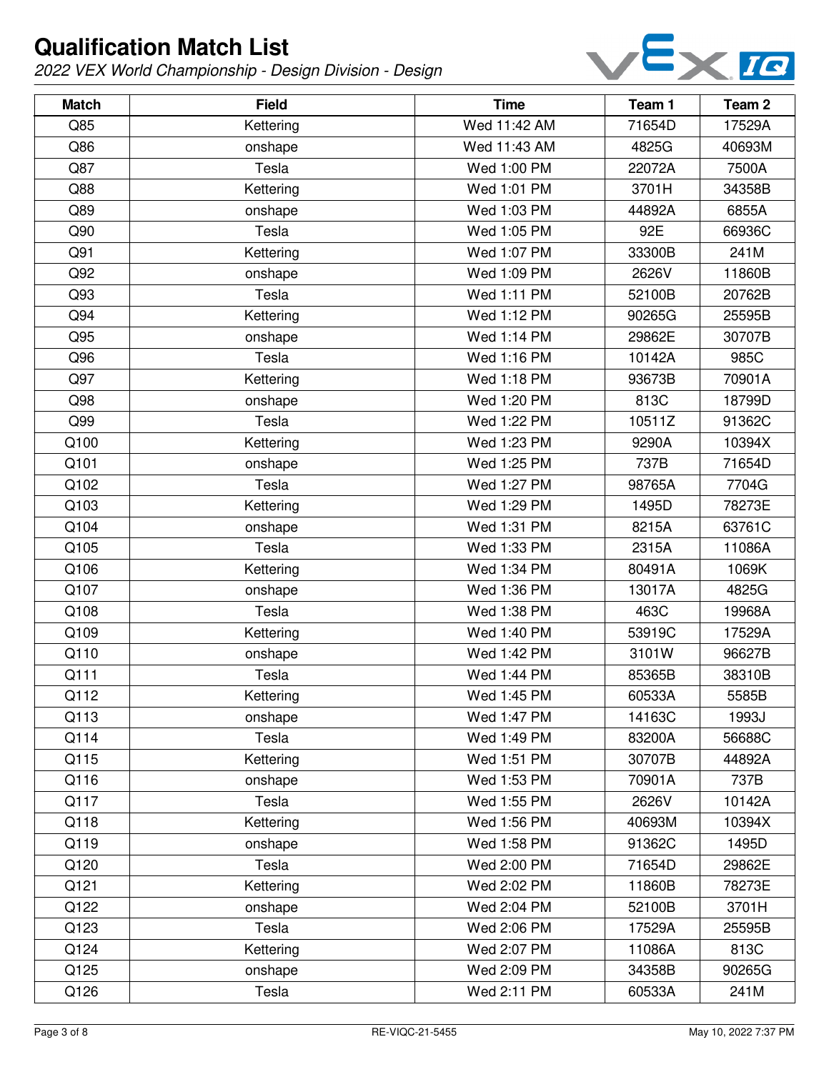# Qualification Match List

*2022 VEX World Championship - Design Division - Design*

| Match | Field | Time | Team 1 | Team 2 |
|---|---|---|---|---|
| Q85 | Kettering | Wed 11:42 AM | 71654D | 17529A |
| Q86 | onshape | Wed 11:43 AM | 4825G | 40693M |
| Q87 | Tesla | Wed 1:00 PM | 22072A | 7500A |
| Q88 | Kettering | Wed 1:01 PM | 3701H | 34358B |
| Q89 | onshape | Wed 1:03 PM | 44892A | 6855A |
| Q90 | Tesla | Wed 1:05 PM | 92E | 66936C |
| Q91 | Kettering | Wed 1:07 PM | 33300B | 241M |
| Q92 | onshape | Wed 1:09 PM | 2626V | 11860B |
| Q93 | Tesla | Wed 1:11 PM | 52100B | 20762B |
| Q94 | Kettering | Wed 1:12 PM | 90265G | 25595B |
| Q95 | onshape | Wed 1:14 PM | 29862E | 30707B |
| Q96 | Tesla | Wed 1:16 PM | 10142A | 985C |
| Q97 | Kettering | Wed 1:18 PM | 93673B | 70901A |
| Q98 | onshape | Wed 1:20 PM | 813C | 18799D |
| Q99 | Tesla | Wed 1:22 PM | 10511Z | 91362C |
| Q100 | Kettering | Wed 1:23 PM | 9290A | 10394X |
| Q101 | onshape | Wed 1:25 PM | 737B | 71654D |
| Q102 | Tesla | Wed 1:27 PM | 98765A | 7704G |
| Q103 | Kettering | Wed 1:29 PM | 1495D | 78273E |
| Q104 | onshape | Wed 1:31 PM | 8215A | 63761C |
| Q105 | Tesla | Wed 1:33 PM | 2315A | 11086A |
| Q106 | Kettering | Wed 1:34 PM | 80491A | 1069K |
| Q107 | onshape | Wed 1:36 PM | 13017A | 4825G |
| Q108 | Tesla | Wed 1:38 PM | 463C | 19968A |
| Q109 | Kettering | Wed 1:40 PM | 53919C | 17529A |
| Q110 | onshape | Wed 1:42 PM | 3101W | 96627B |
| Q111 | Tesla | Wed 1:44 PM | 85365B | 38310B |
| Q112 | Kettering | Wed 1:45 PM | 60533A | 5585B |
| Q113 | onshape | Wed 1:47 PM | 14163C | 1993J |
| Q114 | Tesla | Wed 1:49 PM | 83200A | 56688C |
| Q115 | Kettering | Wed 1:51 PM | 30707B | 44892A |
| Q116 | onshape | Wed 1:53 PM | 70901A | 737B |
| Q117 | Tesla | Wed 1:55 PM | 2626V | 10142A |
| Q118 | Kettering | Wed 1:56 PM | 40693M | 10394X |
| Q119 | onshape | Wed 1:58 PM | 91362C | 1495D |
| Q120 | Tesla | Wed 2:00 PM | 71654D | 29862E |
| Q121 | Kettering | Wed 2:02 PM | 11860B | 78273E |
| Q122 | onshape | Wed 2:04 PM | 52100B | 3701H |
| Q123 | Tesla | Wed 2:06 PM | 17529A | 25595B |
| Q124 | Kettering | Wed 2:07 PM | 11086A | 813C |
| Q125 | onshape | Wed 2:09 PM | 34358B | 90265G |
| Q126 | Tesla | Wed 2:11 PM | 60533A | 241M |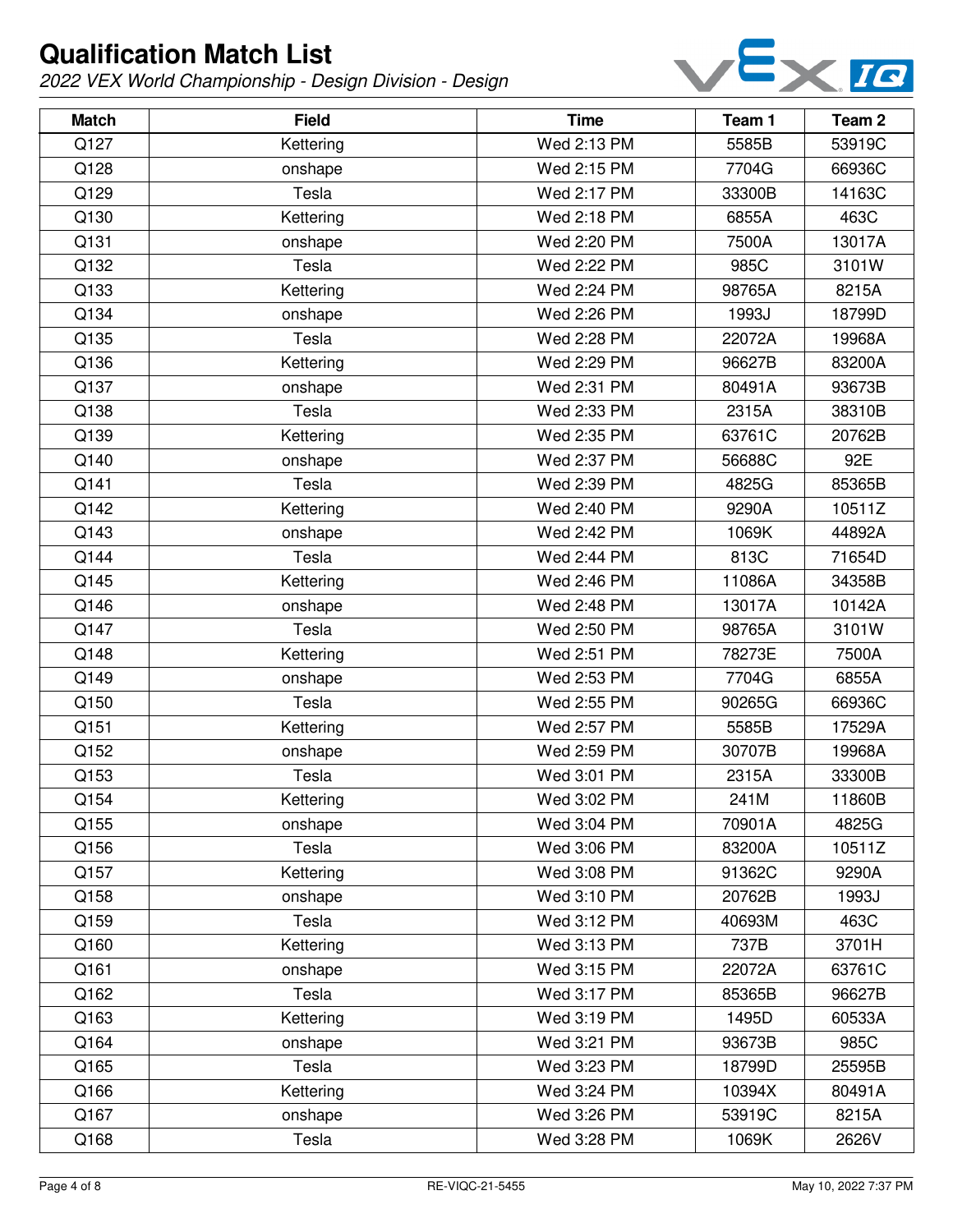# Qualification Match List

*2022 VEX World Championship - Design Division - Design*

| Match | Field | Time | Team 1 | Team 2 |
|---|---|---|---|---|
| Q127 | Kettering | Wed 2:13 PM | 5585B | 53919C |
| Q128 | onshape | Wed 2:15 PM | 7704G | 66936C |
| Q129 | Tesla | Wed 2:17 PM | 33300B | 14163C |
| Q130 | Kettering | Wed 2:18 PM | 6855A | 463C |
| Q131 | onshape | Wed 2:20 PM | 7500A | 13017A |
| Q132 | Tesla | Wed 2:22 PM | 985C | 3101W |
| Q133 | Kettering | Wed 2:24 PM | 98765A | 8215A |
| Q134 | onshape | Wed 2:26 PM | 1993J | 18799D |
| Q135 | Tesla | Wed 2:28 PM | 22072A | 19968A |
| Q136 | Kettering | Wed 2:29 PM | 96627B | 83200A |
| Q137 | onshape | Wed 2:31 PM | 80491A | 93673B |
| Q138 | Tesla | Wed 2:33 PM | 2315A | 38310B |
| Q139 | Kettering | Wed 2:35 PM | 63761C | 20762B |
| Q140 | onshape | Wed 2:37 PM | 56688C | 92E |
| Q141 | Tesla | Wed 2:39 PM | 4825G | 85365B |
| Q142 | Kettering | Wed 2:40 PM | 9290A | 10511Z |
| Q143 | onshape | Wed 2:42 PM | 1069K | 44892A |
| Q144 | Tesla | Wed 2:44 PM | 813C | 71654D |
| Q145 | Kettering | Wed 2:46 PM | 11086A | 34358B |
| Q146 | onshape | Wed 2:48 PM | 13017A | 10142A |
| Q147 | Tesla | Wed 2:50 PM | 98765A | 3101W |
| Q148 | Kettering | Wed 2:51 PM | 78273E | 7500A |
| Q149 | onshape | Wed 2:53 PM | 7704G | 6855A |
| Q150 | Tesla | Wed 2:55 PM | 90265G | 66936C |
| Q151 | Kettering | Wed 2:57 PM | 5585B | 17529A |
| Q152 | onshape | Wed 2:59 PM | 30707B | 19968A |
| Q153 | Tesla | Wed 3:01 PM | 2315A | 33300B |
| Q154 | Kettering | Wed 3:02 PM | 241M | 11860B |
| Q155 | onshape | Wed 3:04 PM | 70901A | 4825G |
| Q156 | Tesla | Wed 3:06 PM | 83200A | 10511Z |
| Q157 | Kettering | Wed 3:08 PM | 91362C | 9290A |
| Q158 | onshape | Wed 3:10 PM | 20762B | 1993J |
| Q159 | Tesla | Wed 3:12 PM | 40693M | 463C |
| Q160 | Kettering | Wed 3:13 PM | 737B | 3701H |
| Q161 | onshape | Wed 3:15 PM | 22072A | 63761C |
| Q162 | Tesla | Wed 3:17 PM | 85365B | 96627B |
| Q163 | Kettering | Wed 3:19 PM | 1495D | 60533A |
| Q164 | onshape | Wed 3:21 PM | 93673B | 985C |
| Q165 | Tesla | Wed 3:23 PM | 18799D | 25595B |
| Q166 | Kettering | Wed 3:24 PM | 10394X | 80491A |
| Q167 | onshape | Wed 3:26 PM | 53919C | 8215A |
| Q168 | Tesla | Wed 3:28 PM | 1069K | 2626V |

RE-VIQC-21-5455

May 10, 2022 7:37 PM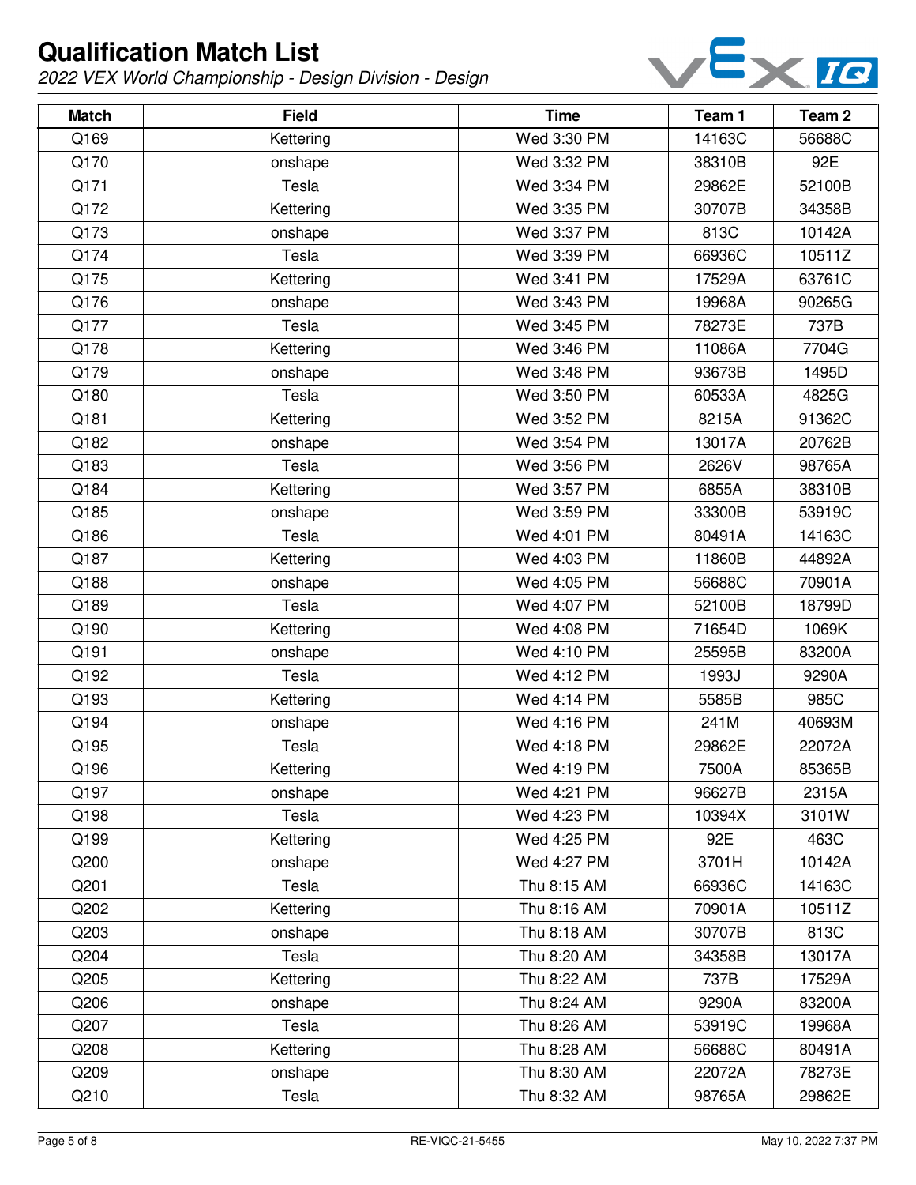# Qualification Match List

*2022 VEX World Championship - Design Division - Design*

| Match | Field | Time | Team 1 | Team 2 |
|---|---|---|---|---|
| Q169 | Kettering | Wed 3:30 PM | 14163C | 56688C |
| Q170 | onshape | Wed 3:32 PM | 38310B | 92E |
| Q171 | Tesla | Wed 3:34 PM | 29862E | 52100B |
| Q172 | Kettering | Wed 3:35 PM | 30707B | 34358B |
| Q173 | onshape | Wed 3:37 PM | 813C | 10142A |
| Q174 | Tesla | Wed 3:39 PM | 66936C | 10511Z |
| Q175 | Kettering | Wed 3:41 PM | 17529A | 63761C |
| Q176 | onshape | Wed 3:43 PM | 19968A | 90265G |
| Q177 | Tesla | Wed 3:45 PM | 78273E | 737B |
| Q178 | Kettering | Wed 3:46 PM | 11086A | 7704G |
| Q179 | onshape | Wed 3:48 PM | 93673B | 1495D |
| Q180 | Tesla | Wed 3:50 PM | 60533A | 4825G |
| Q181 | Kettering | Wed 3:52 PM | 8215A | 91362C |
| Q182 | onshape | Wed 3:54 PM | 13017A | 20762B |
| Q183 | Tesla | Wed 3:56 PM | 2626V | 98765A |
| Q184 | Kettering | Wed 3:57 PM | 6855A | 38310B |
| Q185 | onshape | Wed 3:59 PM | 33300B | 53919C |
| Q186 | Tesla | Wed 4:01 PM | 80491A | 14163C |
| Q187 | Kettering | Wed 4:03 PM | 11860B | 44892A |
| Q188 | onshape | Wed 4:05 PM | 56688C | 70901A |
| Q189 | Tesla | Wed 4:07 PM | 52100B | 18799D |
| Q190 | Kettering | Wed 4:08 PM | 71654D | 1069K |
| Q191 | onshape | Wed 4:10 PM | 25595B | 83200A |
| Q192 | Tesla | Wed 4:12 PM | 1993J | 9290A |
| Q193 | Kettering | Wed 4:14 PM | 5585B | 985C |
| Q194 | onshape | Wed 4:16 PM | 241M | 40693M |
| Q195 | Tesla | Wed 4:18 PM | 29862E | 22072A |
| Q196 | Kettering | Wed 4:19 PM | 7500A | 85365B |
| Q197 | onshape | Wed 4:21 PM | 96627B | 2315A |
| Q198 | Tesla | Wed 4:23 PM | 10394X | 3101W |
| Q199 | Kettering | Wed 4:25 PM | 92E | 463C |
| Q200 | onshape | Wed 4:27 PM | 3701H | 10142A |
| Q201 | Tesla | Thu 8:15 AM | 66936C | 14163C |
| Q202 | Kettering | Thu 8:16 AM | 70901A | 10511Z |
| Q203 | onshape | Thu 8:18 AM | 30707B | 813C |
| Q204 | Tesla | Thu 8:20 AM | 34358B | 13017A |
| Q205 | Kettering | Thu 8:22 AM | 737B | 17529A |
| Q206 | onshape | Thu 8:24 AM | 9290A | 83200A |
| Q207 | Tesla | Thu 8:26 AM | 53919C | 19968A |
| Q208 | Kettering | Thu 8:28 AM | 56688C | 80491A |
| Q209 | onshape | Thu 8:30 AM | 22072A | 78273E |
| Q210 | Tesla | Thu 8:32 AM | 98765A | 29862E |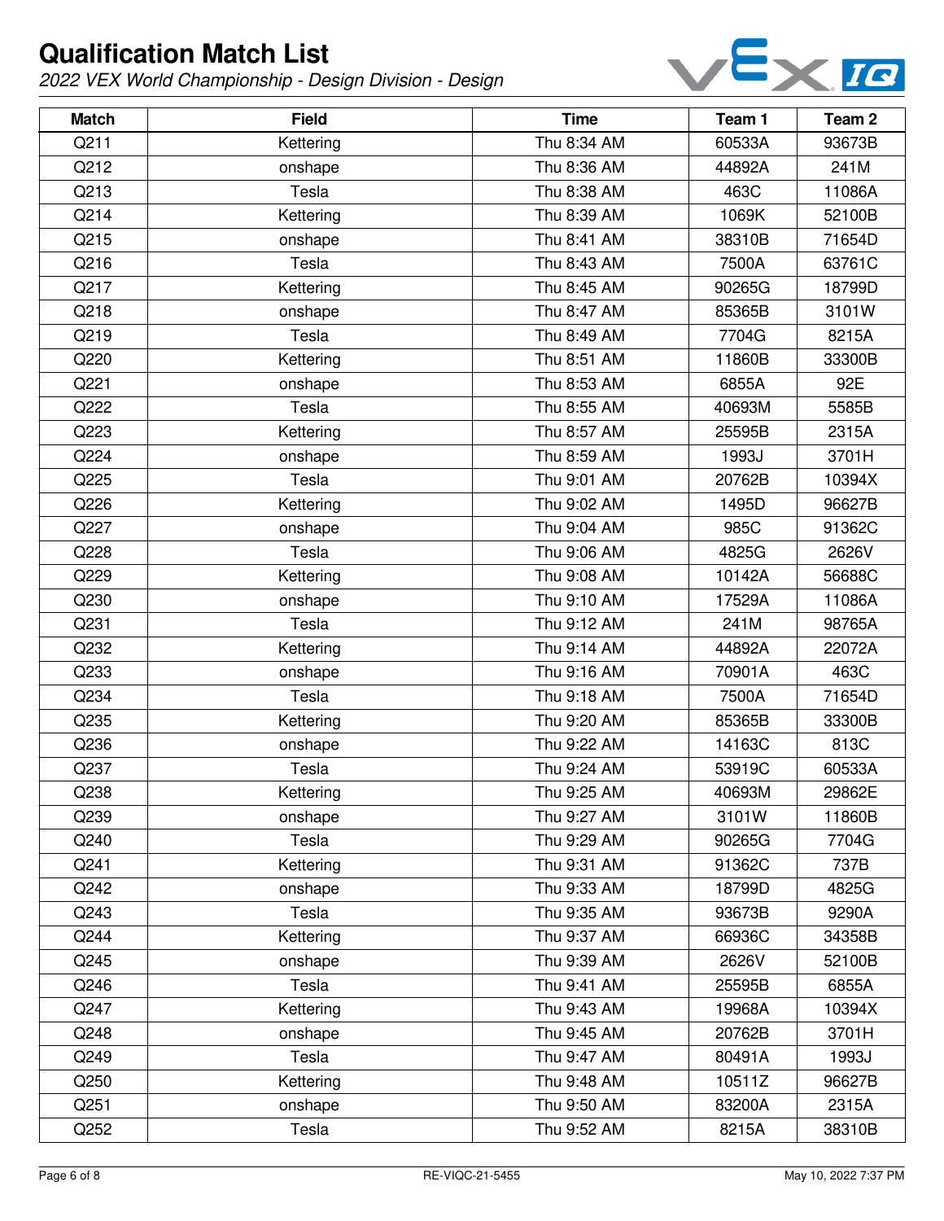# Qualification Match List

*2022 VEX World Championship - Design Division - Design*

| Match | Field | Time | Team 1 | Team 2 |
|---|---|---|---|---|
| Q211 | Kettering | Thu 8:34 AM | 60533A | 93673B |
| Q212 | onshape | Thu 8:36 AM | 44892A | 241M |
| Q213 | Tesla | Thu 8:38 AM | 463C | 11086A |
| Q214 | Kettering | Thu 8:39 AM | 1069K | 52100B |
| Q215 | onshape | Thu 8:41 AM | 38310B | 71654D |
| Q216 | Tesla | Thu 8:43 AM | 7500A | 63761C |
| Q217 | Kettering | Thu 8:45 AM | 90265G | 18799D |
| Q218 | onshape | Thu 8:47 AM | 85365B | 3101W |
| Q219 | Tesla | Thu 8:49 AM | 7704G | 8215A |
| Q220 | Kettering | Thu 8:51 AM | 11860B | 33300B |
| Q221 | onshape | Thu 8:53 AM | 6855A | 92E |
| Q222 | Tesla | Thu 8:55 AM | 40693M | 5585B |
| Q223 | Kettering | Thu 8:57 AM | 25595B | 2315A |
| Q224 | onshape | Thu 8:59 AM | 1993J | 3701H |
| Q225 | Tesla | Thu 9:01 AM | 20762B | 10394X |
| Q226 | Kettering | Thu 9:02 AM | 1495D | 96627B |
| Q227 | onshape | Thu 9:04 AM | 985C | 91362C |
| Q228 | Tesla | Thu 9:06 AM | 4825G | 2626V |
| Q229 | Kettering | Thu 9:08 AM | 10142A | 56688C |
| Q230 | onshape | Thu 9:10 AM | 17529A | 11086A |
| Q231 | Tesla | Thu 9:12 AM | 241M | 98765A |
| Q232 | Kettering | Thu 9:14 AM | 44892A | 22072A |
| Q233 | onshape | Thu 9:16 AM | 70901A | 463C |
| Q234 | Tesla | Thu 9:18 AM | 7500A | 71654D |
| Q235 | Kettering | Thu 9:20 AM | 85365B | 33300B |
| Q236 | onshape | Thu 9:22 AM | 14163C | 813C |
| Q237 | Tesla | Thu 9:24 AM | 53919C | 60533A |
| Q238 | Kettering | Thu 9:25 AM | 40693M | 29862E |
| Q239 | onshape | Thu 9:27 AM | 3101W | 11860B |
| Q240 | Tesla | Thu 9:29 AM | 90265G | 7704G |
| Q241 | Kettering | Thu 9:31 AM | 91362C | 737B |
| Q242 | onshape | Thu 9:33 AM | 18799D | 4825G |
| Q243 | Tesla | Thu 9:35 AM | 93673B | 9290A |
| Q244 | Kettering | Thu 9:37 AM | 66936C | 34358B |
| Q245 | onshape | Thu 9:39 AM | 2626V | 52100B |
| Q246 | Tesla | Thu 9:41 AM | 25595B | 6855A |
| Q247 | Kettering | Thu 9:43 AM | 19968A | 10394X |
| Q248 | onshape | Thu 9:45 AM | 20762B | 3701H |
| Q249 | Tesla | Thu 9:47 AM | 80491A | 1993J |
| Q250 | Kettering | Thu 9:48 AM | 10511Z | 96627B |
| Q251 | onshape | Thu 9:50 AM | 83200A | 2315A |
| Q252 | Tesla | Thu 9:52 AM | 8215A | 38310B |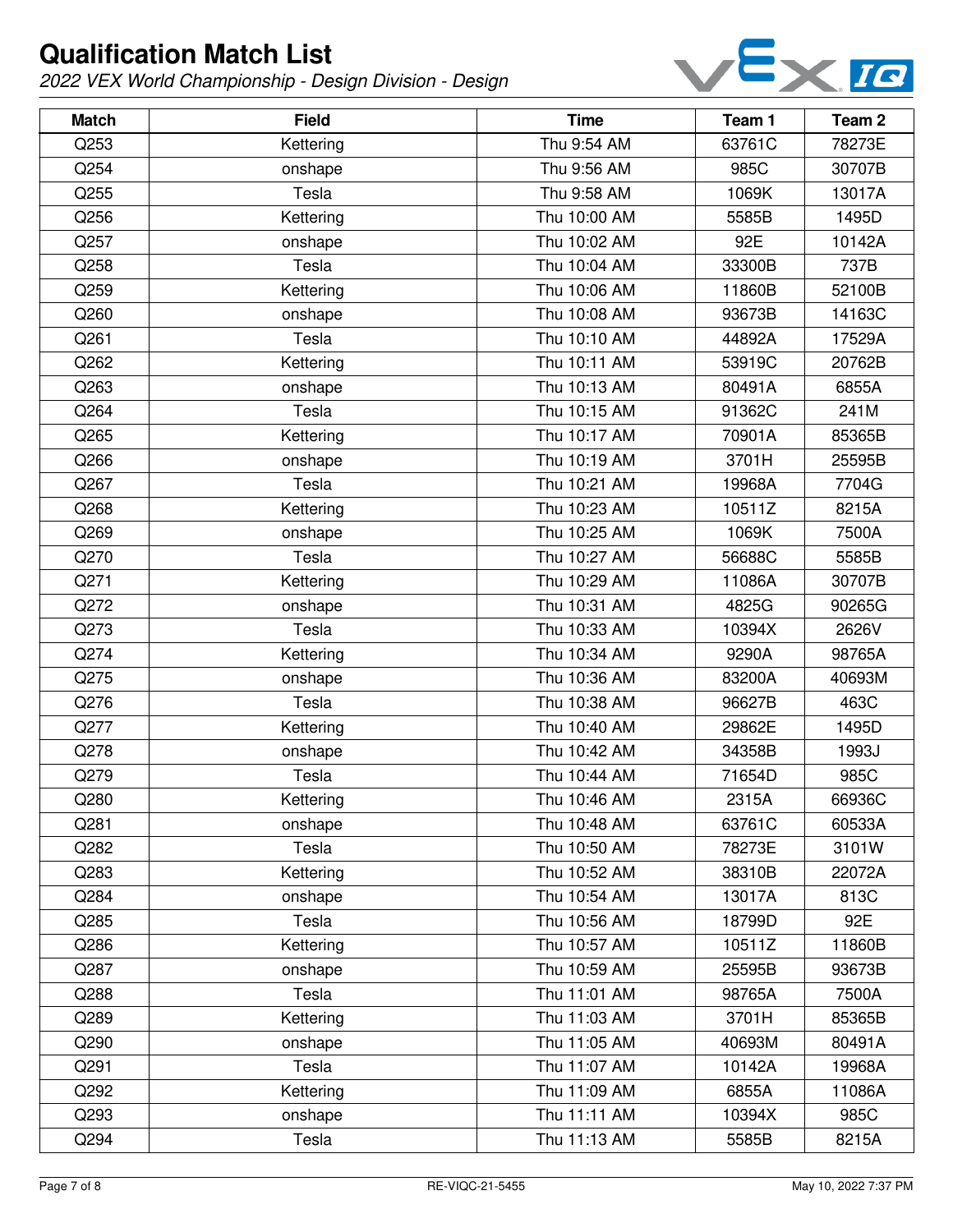# Qualification Match List

*2022 VEX World Championship - Design Division - Design*

| Match | Field | Time | Team 1 | Team 2 |
|---|---|---|---|---|
| Q253 | Kettering | Thu 9:54 AM | 63761C | 78273E |
| Q254 | onshape | Thu 9:56 AM | 985C | 30707B |
| Q255 | Tesla | Thu 9:58 AM | 1069K | 13017A |
| Q256 | Kettering | Thu 10:00 AM | 5585B | 1495D |
| Q257 | onshape | Thu 10:02 AM | 92E | 10142A |
| Q258 | Tesla | Thu 10:04 AM | 33300B | 737B |
| Q259 | Kettering | Thu 10:06 AM | 11860B | 52100B |
| Q260 | onshape | Thu 10:08 AM | 93673B | 14163C |
| Q261 | Tesla | Thu 10:10 AM | 44892A | 17529A |
| Q262 | Kettering | Thu 10:11 AM | 53919C | 20762B |
| Q263 | onshape | Thu 10:13 AM | 80491A | 6855A |
| Q264 | Tesla | Thu 10:15 AM | 91362C | 241M |
| Q265 | Kettering | Thu 10:17 AM | 70901A | 85365B |
| Q266 | onshape | Thu 10:19 AM | 3701H | 25595B |
| Q267 | Tesla | Thu 10:21 AM | 19968A | 7704G |
| Q268 | Kettering | Thu 10:23 AM | 10511Z | 8215A |
| Q269 | onshape | Thu 10:25 AM | 1069K | 7500A |
| Q270 | Tesla | Thu 10:27 AM | 56688C | 5585B |
| Q271 | Kettering | Thu 10:29 AM | 11086A | 30707B |
| Q272 | onshape | Thu 10:31 AM | 4825G | 90265G |
| Q273 | Tesla | Thu 10:33 AM | 10394X | 2626V |
| Q274 | Kettering | Thu 10:34 AM | 9290A | 98765A |
| Q275 | onshape | Thu 10:36 AM | 83200A | 40693M |
| Q276 | Tesla | Thu 10:38 AM | 96627B | 463C |
| Q277 | Kettering | Thu 10:40 AM | 29862E | 1495D |
| Q278 | onshape | Thu 10:42 AM | 34358B | 1993J |
| Q279 | Tesla | Thu 10:44 AM | 71654D | 985C |
| Q280 | Kettering | Thu 10:46 AM | 2315A | 66936C |
| Q281 | onshape | Thu 10:48 AM | 63761C | 60533A |
| Q282 | Tesla | Thu 10:50 AM | 78273E | 3101W |
| Q283 | Kettering | Thu 10:52 AM | 38310B | 22072A |
| Q284 | onshape | Thu 10:54 AM | 13017A | 813C |
| Q285 | Tesla | Thu 10:56 AM | 18799D | 92E |
| Q286 | Kettering | Thu 10:57 AM | 10511Z | 11860B |
| Q287 | onshape | Thu 10:59 AM | 25595B | 93673B |
| Q288 | Tesla | Thu 11:01 AM | 98765A | 7500A |
| Q289 | Kettering | Thu 11:03 AM | 3701H | 85365B |
| Q290 | onshape | Thu 11:05 AM | 40693M | 80491A |
| Q291 | Tesla | Thu 11:07 AM | 10142A | 19968A |
| Q292 | Kettering | Thu 11:09 AM | 6855A | 11086A |
| Q293 | onshape | Thu 11:11 AM | 10394X | 985C |
| Q294 | Tesla | Thu 11:13 AM | 5585B | 8215A |

RE-VIQC-21-5455

May 10, 2022 7:37 PM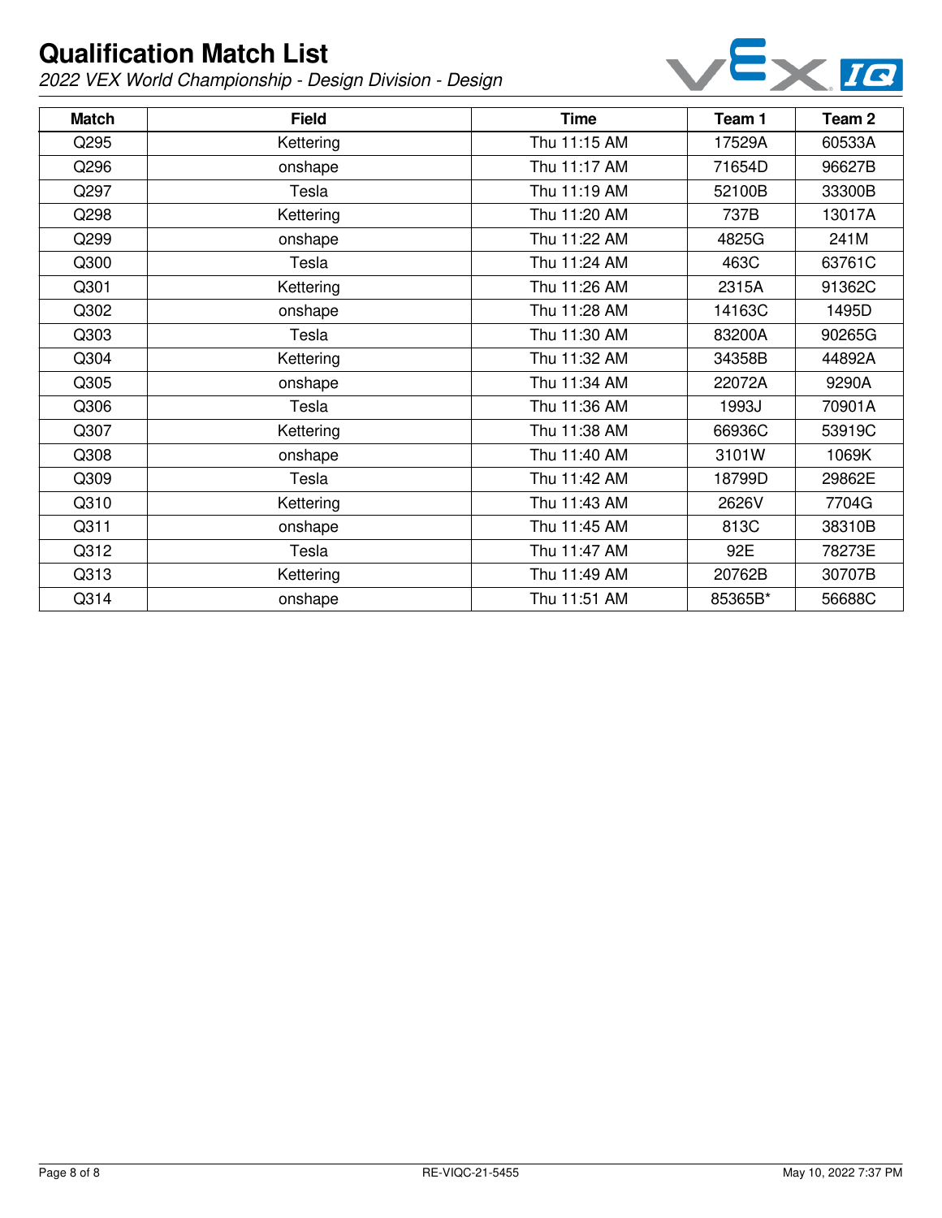# Qualification Match List

*2022 VEX World Championship - Design Division - Design*

| Match | Field | Time | Team 1 | Team 2 |
|---|---|---|---|---|
| Q295 | Kettering | Thu 11:15 AM | 17529A | 60533A |
| Q296 | onshape | Thu 11:17 AM | 71654D | 96627B |
| Q297 | Tesla | Thu 11:19 AM | 52100B | 33300B |
| Q298 | Kettering | Thu 11:20 AM | 737B | 13017A |
| Q299 | onshape | Thu 11:22 AM | 4825G | 241M |
| Q300 | Tesla | Thu 11:24 AM | 463C | 63761C |
| Q301 | Kettering | Thu 11:26 AM | 2315A | 91362C |
| Q302 | onshape | Thu 11:28 AM | 14163C | 1495D |
| Q303 | Tesla | Thu 11:30 AM | 83200A | 90265G |
| Q304 | Kettering | Thu 11:32 AM | 34358B | 44892A |
| Q305 | onshape | Thu 11:34 AM | 22072A | 9290A |
| Q306 | Tesla | Thu 11:36 AM | 1993J | 70901A |
| Q307 | Kettering | Thu 11:38 AM | 66936C | 53919C |
| Q308 | onshape | Thu 11:40 AM | 3101W | 1069K |
| Q309 | Tesla | Thu 11:42 AM | 18799D | 29862E |
| Q310 | Kettering | Thu 11:43 AM | 2626V | 7704G |
| Q311 | onshape | Thu 11:45 AM | 813C | 38310B |
| Q312 | Tesla | Thu 11:47 AM | 92E | 78273E |
| Q313 | Kettering | Thu 11:49 AM | 20762B | 30707B |
| Q314 | onshape | Thu 11:51 AM | 85365B* | 56688C |

RE-VIQC-21-5455

May 10, 2022 7:37 PM